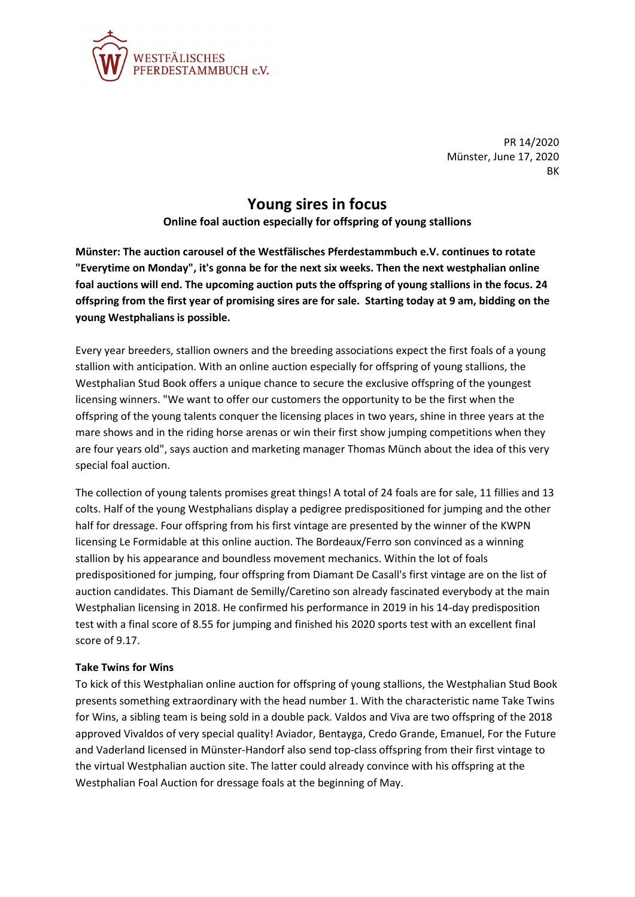WESTFÄLISCHES PFERDESTAMMBUCH e.V.

PR 14/2020
Münster, June 17, 2020
BK

# Young sires in focus

**Online foal auction especially for offspring of young stallions**

**Münster: The auction carousel of the Westfälisches Pferdestammbuch e.V. continues to rotate "Everytime on Monday", it's gonna be for the next six weeks. Then the next westphalian online foal auctions will end. The upcoming auction puts the offspring of young stallions in the focus. 24 offspring from the first year of promising sires are for sale. Starting today at 9 am, bidding on the young Westphalians is possible.**

Every year breeders, stallion owners and the breeding associations expect the first foals of a young stallion with anticipation. With an online auction especially for offspring of young stallions, the Westphalian Stud Book offers a unique chance to secure the exclusive offspring of the youngest licensing winners. "We want to offer our customers the opportunity to be the first when the offspring of the young talents conquer the licensing places in two years, shine in three years at the mare shows and in the riding horse arenas or win their first show jumping competitions when they are four years old", says auction and marketing manager Thomas Münch about the idea of this very special foal auction.

The collection of young talents promises great things! A total of 24 foals are for sale, 11 fillies and 13 colts. Half of the young Westphalians display a pedigree predispositioned for jumping and the other half for dressage. Four offspring from his first vintage are presented by the winner of the KWPN licensing Le Formidable at this online auction. The Bordeaux/Ferro son convinced as a winning stallion by his appearance and boundless movement mechanics. Within the lot of foals predispositioned for jumping, four offspring from Diamant De Casall's first vintage are on the list of auction candidates. This Diamant de Semilly/Caretino son already fascinated everybody at the main Westphalian licensing in 2018. He confirmed his performance in 2019 in his 14-day predisposition test with a final score of 8.55 for jumping and finished his 2020 sports test with an excellent final score of 9.17.

**Take Twins for Wins**

To kick of this Westphalian online auction for offspring of young stallions, the Westphalian Stud Book presents something extraordinary with the head number 1. With the characteristic name Take Twins for Wins, a sibling team is being sold in a double pack. Valdos and Viva are two offspring of the 2018 approved Vivaldos of very special quality! Aviador, Bentayga, Credo Grande, Emanuel, For the Future and Vaderland licensed in Münster-Handorf also send top-class offspring from their first vintage to the virtual Westphalian auction site. The latter could already convince with his offspring at the Westphalian Foal Auction for dressage foals at the beginning of May.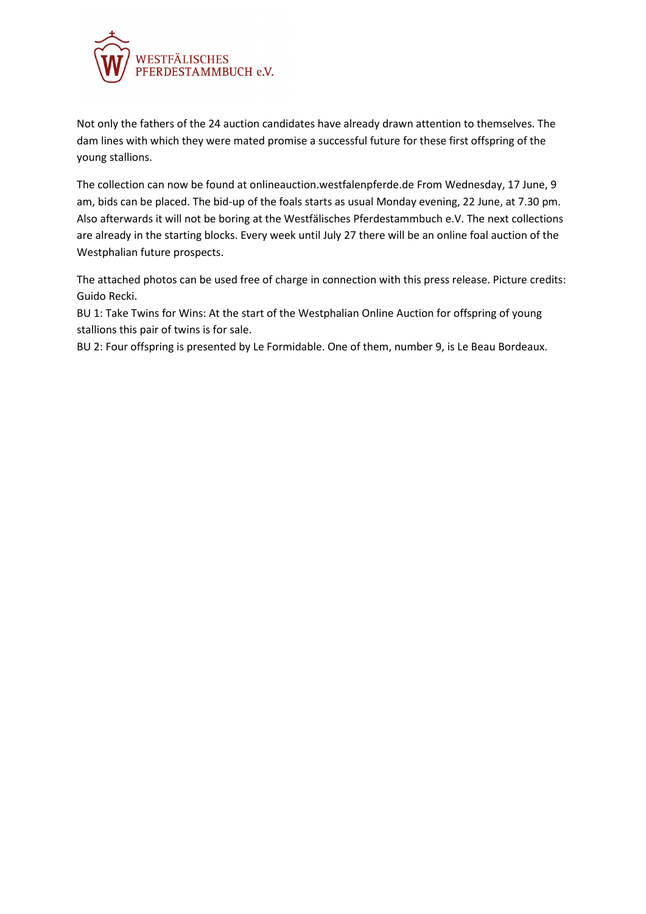Not only the fathers of the 24 auction candidates have already drawn attention to themselves. The dam lines with which they were mated promise a successful future for these first offspring of the young stallions.

The collection can now be found at onlineauction.westfalenpferde.de From Wednesday, 17 June, 9 am, bids can be placed. The bid-up of the foals starts as usual Monday evening, 22 June, at 7.30 pm. Also afterwards it will not be boring at the Westfälisches Pferdestammbuch e.V. The next collections are already in the starting blocks. Every week until July 27 there will be an online foal auction of the Westphalian future prospects.

The attached photos can be used free of charge in connection with this press release. Picture credits: Guido Recki.

BU 1: Take Twins for Wins: At the start of the Westphalian Online Auction for offspring of young stallions this pair of twins is for sale.

BU 2: Four offspring is presented by Le Formidable. One of them, number 9, is Le Beau Bordeaux.